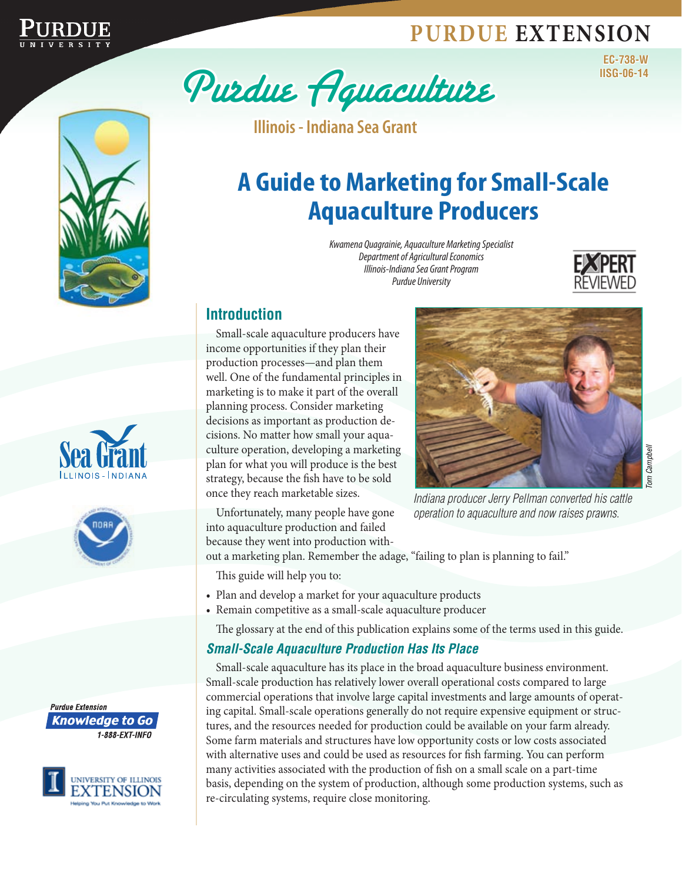PURDUE EXTENSION

EC-738-W
IISG-06-14

Purdue Aquaculture

Illinois - Indiana Sea Grant

# A Guide to Marketing for Small-Scale Aquaculture Producers

*Kwamena Quagrainie, Aquaculture Marketing Specialist*
*Department of Agricultural Economics*
*Illinois-Indiana Sea Grant Program*
*Purdue University*

EXPERT REVIEWED

## Introduction

Small-scale aquaculture producers have income opportunities if they plan their production processes—and plan them well. One of the fundamental principles in marketing is to make it part of the overall planning process. Consider marketing decisions as important as production decisions. No matter how small your aquaculture operation, developing a marketing plan for what you will produce is the best strategy, because the fish have to be sold once they reach marketable sizes.

*Indiana producer Jerry Pellman converted his cattle operation to aquaculture and now raises prawns.*

*Tom Campbell*

Unfortunately, many people have gone into aquaculture production and failed because they went into production without a marketing plan. Remember the adage, "failing to plan is planning to fail."

This guide will help you to:

- Plan and develop a market for your aquaculture products
- Remain competitive as a small-scale aquaculture producer

The glossary at the end of this publication explains some of the terms used in this guide.

### *Small-Scale Aquaculture Production Has Its Place*

Small-scale aquaculture has its place in the broad aquaculture business environment. Small-scale production has relatively lower overall operational costs compared to large commercial operations that involve large capital investments and large amounts of operating capital. Small-scale operations generally do not require expensive equipment or structures, and the resources needed for production could be available on your farm already. Some farm materials and structures have low opportunity costs or low costs associated with alternative uses and could be used as resources for fish farming. You can perform many activities associated with the production of fish on a small scale on a part-time basis, depending on the system of production, although some production systems, such as re-circulating systems, require close monitoring.

Sea Grant ILLINOIS - INDIANA

Purdue Extension
Knowledge to Go
1-888-EXT-INFO

UNIVERSITY OF ILLINOIS EXTENSION
Helping You Put Knowledge to Work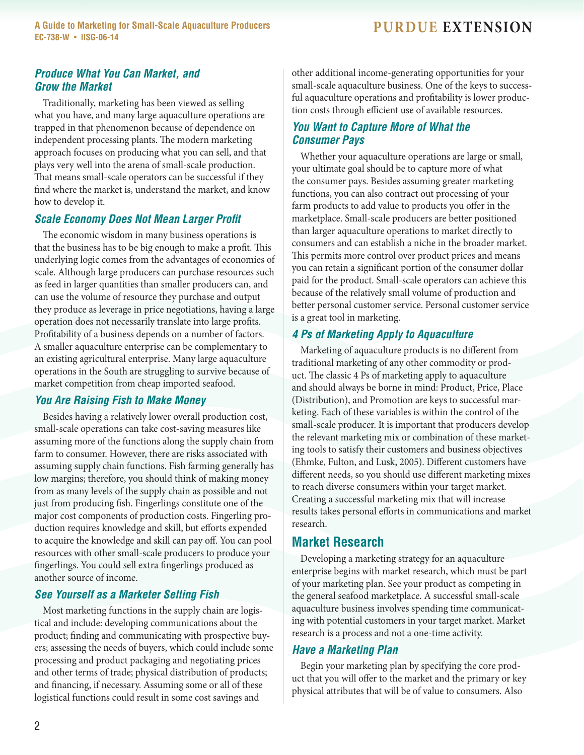### *Produce What You Can Market, and Grow the Market*

Traditionally, marketing has been viewed as selling what you have, and many large aquaculture operations are trapped in that phenomenon because of dependence on independent processing plants. The modern marketing approach focuses on producing what you can sell, and that plays very well into the arena of small-scale production. That means small-scale operators can be successful if they find where the market is, understand the market, and know how to develop it.

### *Scale Economy Does Not Mean Larger Profit*

The economic wisdom in many business operations is that the business has to be big enough to make a profit. This underlying logic comes from the advantages of economies of scale. Although large producers can purchase resources such as feed in larger quantities than smaller producers can, and can use the volume of resource they purchase and output they produce as leverage in price negotiations, having a large operation does not necessarily translate into large profits. Profitability of a business depends on a number of factors. A smaller aquaculture enterprise can be complementary to an existing agricultural enterprise. Many large aquaculture operations in the South are struggling to survive because of market competition from cheap imported seafood.

### *You Are Raising Fish to Make Money*

Besides having a relatively lower overall production cost, small-scale operations can take cost-saving measures like assuming more of the functions along the supply chain from farm to consumer. However, there are risks associated with assuming supply chain functions. Fish farming generally has low margins; therefore, you should think of making money from as many levels of the supply chain as possible and not just from producing fish. Fingerlings constitute one of the major cost components of production costs. Fingerling production requires knowledge and skill, but efforts expended to acquire the knowledge and skill can pay off. You can pool resources with other small-scale producers to produce your fingerlings. You could sell extra fingerlings produced as another source of income.

### *See Yourself as a Marketer Selling Fish*

Most marketing functions in the supply chain are logistical and include: developing communications about the product; finding and communicating with prospective buyers; assessing the needs of buyers, which could include some processing and product packaging and negotiating prices and other terms of trade; physical distribution of products; and financing, if necessary. Assuming some or all of these logistical functions could result in some cost savings and other additional income-generating opportunities for your small-scale aquaculture business. One of the keys to successful aquaculture operations and profitability is lower production costs through efficient use of available resources.

### *You Want to Capture More of What the Consumer Pays*

Whether your aquaculture operations are large or small, your ultimate goal should be to capture more of what the consumer pays. Besides assuming greater marketing functions, you can also contract out processing of your farm products to add value to products you offer in the marketplace. Small-scale producers are better positioned than larger aquaculture operations to market directly to consumers and can establish a niche in the broader market. This permits more control over product prices and means you can retain a significant portion of the consumer dollar paid for the product. Small-scale operators can achieve this because of the relatively small volume of production and better personal customer service. Personal customer service is a great tool in marketing.

### *4 Ps of Marketing Apply to Aquaculture*

Marketing of aquaculture products is no different from traditional marketing of any other commodity or product. The classic 4 Ps of marketing apply to aquaculture and should always be borne in mind: Product, Price, Place (Distribution), and Promotion are keys to successful marketing. Each of these variables is within the control of the small-scale producer. It is important that producers develop the relevant marketing mix or combination of these marketing tools to satisfy their customers and business objectives (Ehmke, Fulton, and Lusk, 2005). Different customers have different needs, so you should use different marketing mixes to reach diverse consumers within your target market. Creating a successful marketing mix that will increase results takes personal efforts in communications and market research.

## Market Research

Developing a marketing strategy for an aquaculture enterprise begins with market research, which must be part of your marketing plan. See your product as competing in the general seafood marketplace. A successful small-scale aquaculture business involves spending time communicating with potential customers in your target market. Market research is a process and not a one-time activity.

### *Have a Marketing Plan*

Begin your marketing plan by specifying the core product that you will offer to the market and the primary or key physical attributes that will be of value to consumers. Also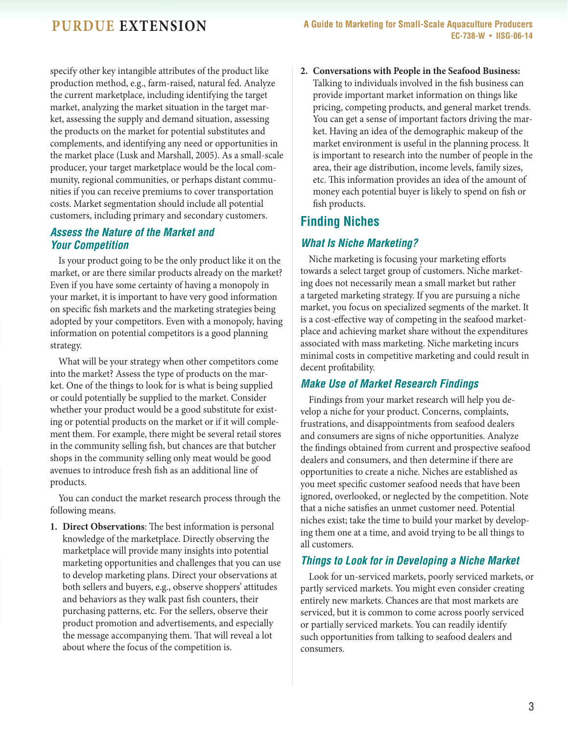specify other key intangible attributes of the product like production method, e.g., farm-raised, natural fed. Analyze the current marketplace, including identifying the target market, analyzing the market situation in the target market, assessing the supply and demand situation, assessing the products on the market for potential substitutes and complements, and identifying any need or opportunities in the market place (Lusk and Marshall, 2005). As a small-scale producer, your target marketplace would be the local community, regional communities, or perhaps distant communities if you can receive premiums to cover transportation costs. Market segmentation should include all potential customers, including primary and secondary customers.

### *Assess the Nature of the Market and Your Competition*

Is your product going to be the only product like it on the market, or are there similar products already on the market? Even if you have some certainty of having a monopoly in your market, it is important to have very good information on specific fish markets and the marketing strategies being adopted by your competitors. Even with a monopoly, having information on potential competitors is a good planning strategy.

What will be your strategy when other competitors come into the market? Assess the type of products on the market. One of the things to look for is what is being supplied or could potentially be supplied to the market. Consider whether your product would be a good substitute for existing or potential products on the market or if it will complement them. For example, there might be several retail stores in the community selling fish, but chances are that butcher shops in the community selling only meat would be good avenues to introduce fresh fish as an additional line of products.

You can conduct the market research process through the following means.

1. **Direct Observations**: The best information is personal knowledge of the marketplace. Directly observing the marketplace will provide many insights into potential marketing opportunities and challenges that you can use to develop marketing plans. Direct your observations at both sellers and buyers, e.g., observe shoppers' attitudes and behaviors as they walk past fish counters, their purchasing patterns, etc. For the sellers, observe their product promotion and advertisements, and especially the message accompanying them. That will reveal a lot about where the focus of the competition is.
2. **Conversations with People in the Seafood Business:** Talking to individuals involved in the fish business can provide important market information on things like pricing, competing products, and general market trends. You can get a sense of important factors driving the market. Having an idea of the demographic makeup of the market environment is useful in the planning process. It is important to research into the number of people in the area, their age distribution, income levels, family sizes, etc. This information provides an idea of the amount of money each potential buyer is likely to spend on fish or fish products.

## Finding Niches

### *What Is Niche Marketing?*

Niche marketing is focusing your marketing efforts towards a select target group of customers. Niche marketing does not necessarily mean a small market but rather a targeted marketing strategy. If you are pursuing a niche market, you focus on specialized segments of the market. It is a cost-effective way of competing in the seafood marketplace and achieving market share without the expenditures associated with mass marketing. Niche marketing incurs minimal costs in competitive marketing and could result in decent profitability.

### *Make Use of Market Research Findings*

Findings from your market research will help you develop a niche for your product. Concerns, complaints, frustrations, and disappointments from seafood dealers and consumers are signs of niche opportunities. Analyze the findings obtained from current and prospective seafood dealers and consumers, and then determine if there are opportunities to create a niche. Niches are established as you meet specific customer seafood needs that have been ignored, overlooked, or neglected by the competition. Note that a niche satisfies an unmet customer need. Potential niches exist; take the time to build your market by developing them one at a time, and avoid trying to be all things to all customers.

### *Things to Look for in Developing a Niche Market*

Look for un-serviced markets, poorly serviced markets, or partly serviced markets. You might even consider creating entirely new markets. Chances are that most markets are serviced, but it is common to come across poorly serviced or partially serviced markets. You can readily identify such opportunities from talking to seafood dealers and consumers.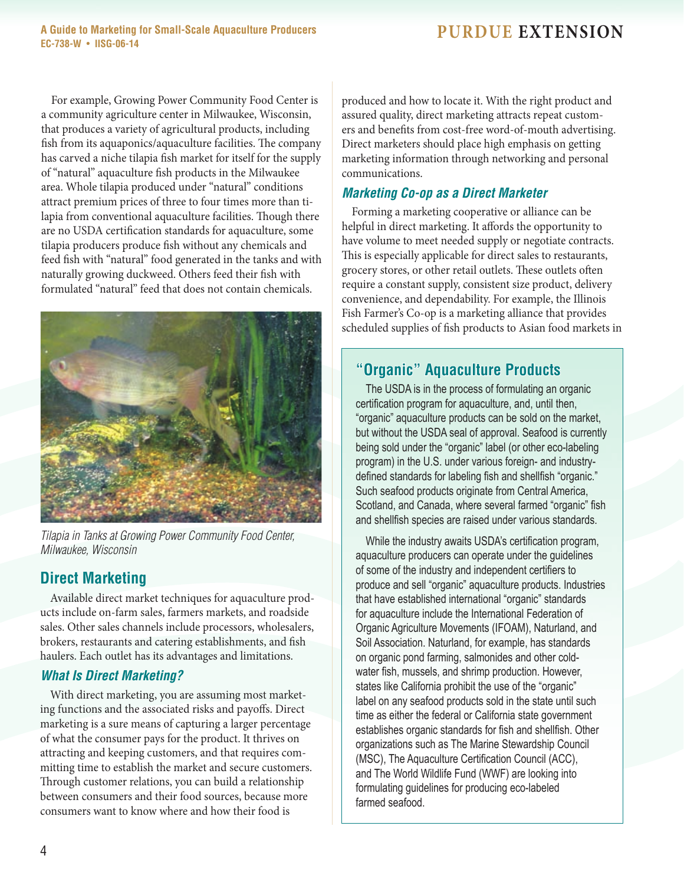For example, Growing Power Community Food Center is a community agriculture center in Milwaukee, Wisconsin, that produces a variety of agricultural products, including fish from its aquaponics/aquaculture facilities. The company has carved a niche tilapia fish market for itself for the supply of "natural" aquaculture fish products in the Milwaukee area. Whole tilapia produced under "natural" conditions attract premium prices of three to four times more than tilapia from conventional aquaculture facilities. Though there are no USDA certification standards for aquaculture, some tilapia producers produce fish without any chemicals and feed fish with "natural" food generated in the tanks and with naturally growing duckweed. Others feed their fish with formulated "natural" feed that does not contain chemicals.

*Tilapia in Tanks at Growing Power Community Food Center, Milwaukee, Wisconsin*

## Direct Marketing

Available direct market techniques for aquaculture products include on-farm sales, farmers markets, and roadside sales. Other sales channels include processors, wholesalers, brokers, restaurants and catering establishments, and fish haulers. Each outlet has its advantages and limitations.

### *What Is Direct Marketing?*

With direct marketing, you are assuming most marketing functions and the associated risks and payoffs. Direct marketing is a sure means of capturing a larger percentage of what the consumer pays for the product. It thrives on attracting and keeping customers, and that requires committing time to establish the market and secure customers. Through customer relations, you can build a relationship between consumers and their food sources, because more consumers want to know where and how their food is produced and how to locate it. With the right product and assured quality, direct marketing attracts repeat customers and benefits from cost-free word-of-mouth advertising. Direct marketers should place high emphasis on getting marketing information through networking and personal communications.

### *Marketing Co-op as a Direct Marketer*

Forming a marketing cooperative or alliance can be helpful in direct marketing. It affords the opportunity to have volume to meet needed supply or negotiate contracts. This is especially applicable for direct sales to restaurants, grocery stores, or other retail outlets. These outlets often require a constant supply, consistent size product, delivery convenience, and dependability. For example, the Illinois Fish Farmer's Co-op is a marketing alliance that provides scheduled supplies of fish products to Asian food markets in

## "Organic" Aquaculture Products

The USDA is in the process of formulating an organic certification program for aquaculture, and, until then, "organic" aquaculture products can be sold on the market, but without the USDA seal of approval. Seafood is currently being sold under the "organic" label (or other eco-labeling program) in the U.S. under various foreign- and industry-defined standards for labeling fish and shellfish "organic." Such seafood products originate from Central America, Scotland, and Canada, where several farmed "organic" fish and shellfish species are raised under various standards.

While the industry awaits USDA's certification program, aquaculture producers can operate under the guidelines of some of the industry and independent certifiers to produce and sell "organic" aquaculture products. Industries that have established international "organic" standards for aquaculture include the International Federation of Organic Agriculture Movements (IFOAM), Naturland, and Soil Association. Naturland, for example, has standards on organic pond farming, salmonides and other cold-water fish, mussels, and shrimp production. However, states like California prohibit the use of the "organic" label on any seafood products sold in the state until such time as either the federal or California state government establishes organic standards for fish and shellfish. Other organizations such as The Marine Stewardship Council (MSC), The Aquaculture Certification Council (ACC), and The World Wildlife Fund (WWF) are looking into formulating guidelines for producing eco-labeled farmed seafood.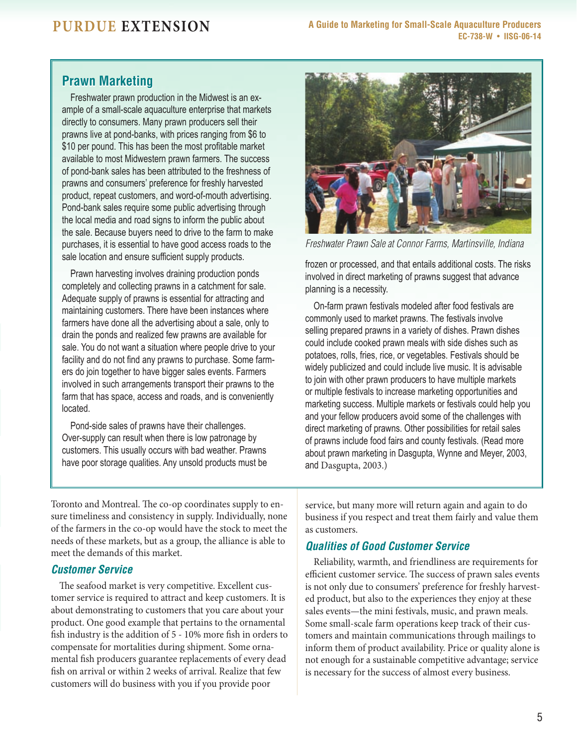## Prawn Marketing

Freshwater prawn production in the Midwest is an example of a small-scale aquaculture enterprise that markets directly to consumers. Many prawn producers sell their prawns live at pond-banks, with prices ranging from $6 to $10 per pound. This has been the most profitable market available to most Midwestern prawn farmers. The success of pond-bank sales has been attributed to the freshness of prawns and consumers' preference for freshly harvested product, repeat customers, and word-of-mouth advertising. Pond-bank sales require some public advertising through the local media and road signs to inform the public about the sale. Because buyers need to drive to the farm to make purchases, it is essential to have good access roads to the sale location and ensure sufficient supply products.

Prawn harvesting involves draining production ponds completely and collecting prawns in a catchment for sale. Adequate supply of prawns is essential for attracting and maintaining customers. There have been instances where farmers have done all the advertising about a sale, only to drain the ponds and realized few prawns are available for sale. You do not want a situation where people drive to your facility and do not find any prawns to purchase. Some farmers do join together to have bigger sales events. Farmers involved in such arrangements transport their prawns to the farm that has space, access and roads, and is conveniently located.

Pond-side sales of prawns have their challenges. Over-supply can result when there is low patronage by customers. This usually occurs with bad weather. Prawns have poor storage qualities. Any unsold products must be frozen or processed, and that entails additional costs. The risks involved in direct marketing of prawns suggest that advance planning is a necessity.

*Freshwater Prawn Sale at Connor Farms, Martinsville, Indiana*

On-farm prawn festivals modeled after food festivals are commonly used to market prawns. The festivals involve selling prepared prawns in a variety of dishes. Prawn dishes could include cooked prawn meals with side dishes such as potatoes, rolls, fries, rice, or vegetables. Festivals should be widely publicized and could include live music. It is advisable to join with other prawn producers to have multiple markets or multiple festivals to increase marketing opportunities and marketing success. Multiple markets or festivals could help you and your fellow producers avoid some of the challenges with direct marketing of prawns. Other possibilities for retail sales of prawns include food fairs and county festivals. (Read more about prawn marketing in Dasgupta, Wynne and Meyer, 2003, and Dasgupta, 2003.)

Toronto and Montreal. The co-op coordinates supply to ensure timeliness and consistency in supply. Individually, none of the farmers in the co-op would have the stock to meet the needs of these markets, but as a group, the alliance is able to meet the demands of this market.

### Customer Service

The seafood market is very competitive. Excellent customer service is required to attract and keep customers. It is about demonstrating to customers that you care about your product. One good example that pertains to the ornamental fish industry is the addition of 5 - 10% more fish in orders to compensate for mortalities during shipment. Some ornamental fish producers guarantee replacements of every dead fish on arrival or within 2 weeks of arrival. Realize that few customers will do business with you if you provide poor service, but many more will return again and again to do business if you respect and treat them fairly and value them as customers.

### Qualities of Good Customer Service

Reliability, warmth, and friendliness are requirements for efficient customer service. The success of prawn sales events is not only due to consumers' preference for freshly harvested product, but also to the experiences they enjoy at these sales events—the mini festivals, music, and prawn meals. Some small-scale farm operations keep track of their customers and maintain communications through mailings to inform them of product availability. Price or quality alone is not enough for a sustainable competitive advantage; service is necessary for the success of almost every business.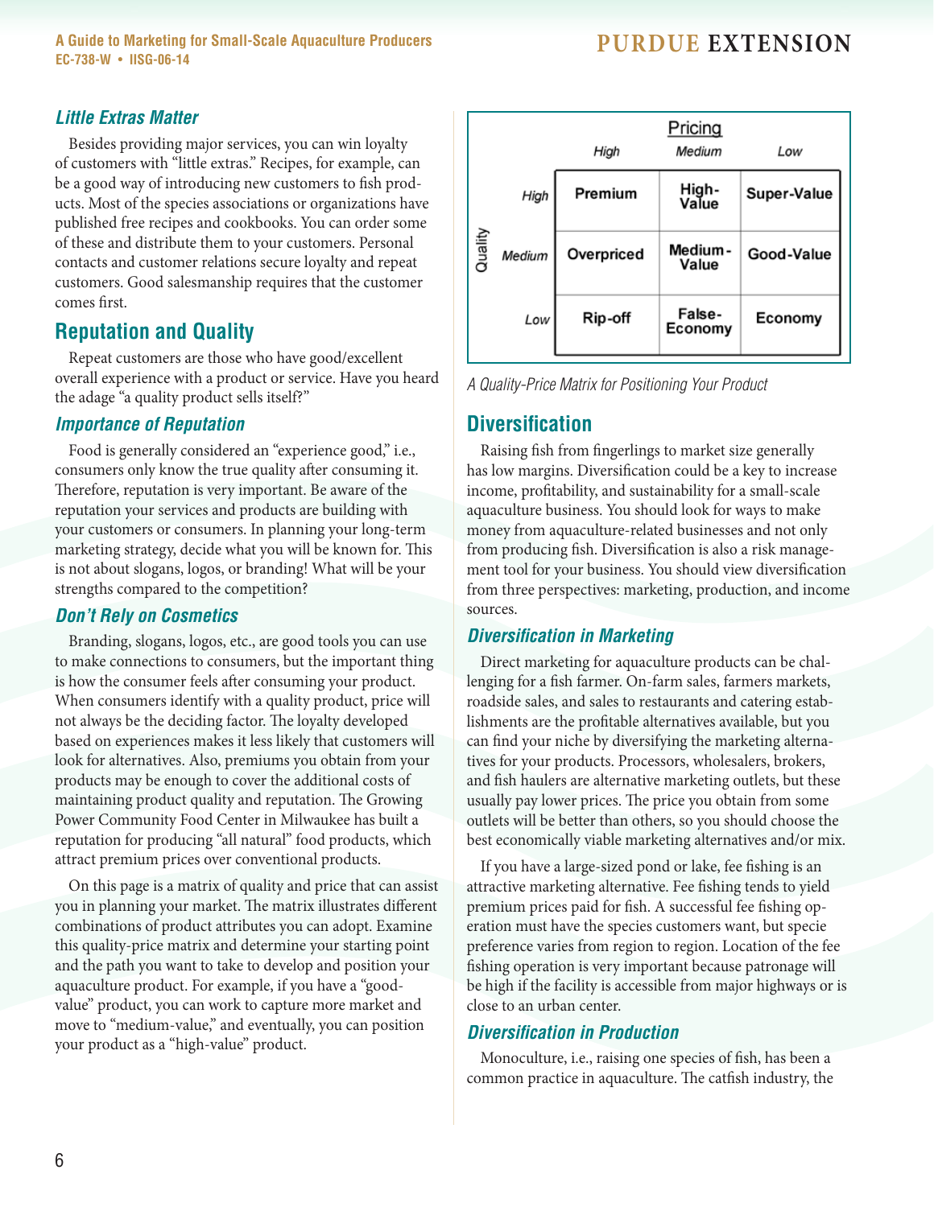### *Little Extras Matter*

Besides providing major services, you can win loyalty of customers with "little extras." Recipes, for example, can be a good way of introducing new customers to fish products. Most of the species associations or organizations have published free recipes and cookbooks. You can order some of these and distribute them to your customers. Personal contacts and customer relations secure loyalty and repeat customers. Good salesmanship requires that the customer comes first.

## Reputation and Quality

Repeat customers are those who have good/excellent overall experience with a product or service. Have you heard the adage "a quality product sells itself?"

### *Importance of Reputation*

Food is generally considered an "experience good," i.e., consumers only know the true quality after consuming it. Therefore, reputation is very important. Be aware of the reputation your services and products are building with your customers or consumers. In planning your long-term marketing strategy, decide what you will be known for. This is not about slogans, logos, or branding! What will be your strengths compared to the competition?

### *Don't Rely on Cosmetics*

Branding, slogans, logos, etc., are good tools you can use to make connections to consumers, but the important thing is how the consumer feels after consuming your product. When consumers identify with a quality product, price will not always be the deciding factor. The loyalty developed based on experiences makes it less likely that customers will look for alternatives. Also, premiums you obtain from your products may be enough to cover the additional costs of maintaining product quality and reputation. The Growing Power Community Food Center in Milwaukee has built a reputation for producing "all natural" food products, which attract premium prices over conventional products.

On this page is a matrix of quality and price that can assist you in planning your market. The matrix illustrates different combinations of product attributes you can adopt. Examine this quality-price matrix and determine your starting point and the path you want to take to develop and position your aquaculture product. For example, if you have a "good-value" product, you can work to capture more market and move to "medium-value," and eventually, you can position your product as a "high-value" product.

| Quality \ Pricing | High | Medium | Low |
|---|---|---|---|
| **High** | Premium | High-Value | Super-Value |
| **Medium** | Overpriced | Medium-Value | Good-Value |
| **Low** | Rip-off | False-Economy | Economy |

*A Quality-Price Matrix for Positioning Your Product*

## Diversification

Raising fish from fingerlings to market size generally has low margins. Diversification could be a key to increase income, profitability, and sustainability for a small-scale aquaculture business. You should look for ways to make money from aquaculture-related businesses and not only from producing fish. Diversification is also a risk management tool for your business. You should view diversification from three perspectives: marketing, production, and income sources.

### *Diversification in Marketing*

Direct marketing for aquaculture products can be challenging for a fish farmer. On-farm sales, farmers markets, roadside sales, and sales to restaurants and catering establishments are the profitable alternatives available, but you can find your niche by diversifying the marketing alternatives for your products. Processors, wholesalers, brokers, and fish haulers are alternative marketing outlets, but these usually pay lower prices. The price you obtain from some outlets will be better than others, so you should choose the best economically viable marketing alternatives and/or mix.

If you have a large-sized pond or lake, fee fishing is an attractive marketing alternative. Fee fishing tends to yield premium prices paid for fish. A successful fee fishing operation must have the species customers want, but specie preference varies from region to region. Location of the fee fishing operation is very important because patronage will be high if the facility is accessible from major highways or is close to an urban center.

### *Diversification in Production*

Monoculture, i.e., raising one species of fish, has been a common practice in aquaculture. The catfish industry, the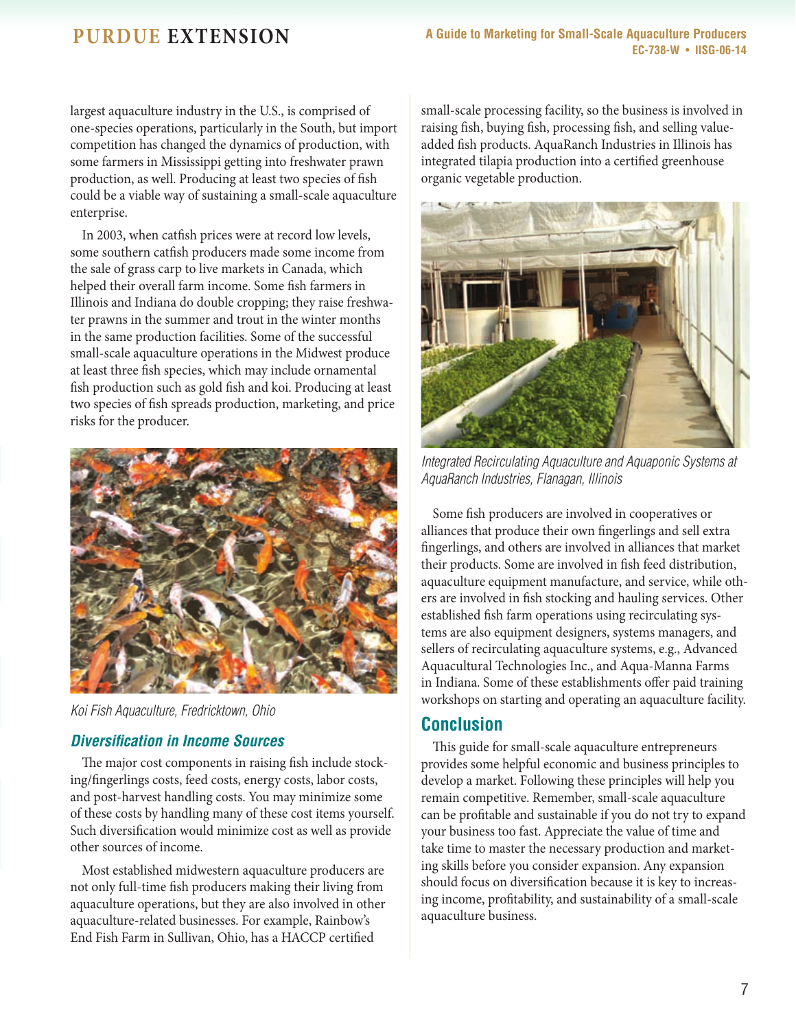largest aquaculture industry in the U.S., is comprised of one-species operations, particularly in the South, but import competition has changed the dynamics of production, with some farmers in Mississippi getting into freshwater prawn production, as well. Producing at least two species of fish could be a viable way of sustaining a small-scale aquaculture enterprise.

In 2003, when catfish prices were at record low levels, some southern catfish producers made some income from the sale of grass carp to live markets in Canada, which helped their overall farm income. Some fish farmers in Illinois and Indiana do double cropping; they raise freshwater prawns in the summer and trout in the winter months in the same production facilities. Some of the successful small-scale aquaculture operations in the Midwest produce at least three fish species, which may include ornamental fish production such as gold fish and koi. Producing at least two species of fish spreads production, marketing, and price risks for the producer.

*Koi Fish Aquaculture, Fredricktown, Ohio*

### *Diversification in Income Sources*

The major cost components in raising fish include stocking/fingerlings costs, feed costs, energy costs, labor costs, and post-harvest handling costs. You may minimize some of these costs by handling many of these cost items yourself. Such diversification would minimize cost as well as provide other sources of income.

Most established midwestern aquaculture producers are not only full-time fish producers making their living from aquaculture operations, but they are also involved in other aquaculture-related businesses. For example, Rainbow's End Fish Farm in Sullivan, Ohio, has a HACCP certified small-scale processing facility, so the business is involved in raising fish, buying fish, processing fish, and selling value-added fish products. AquaRanch Industries in Illinois has integrated tilapia production into a certified greenhouse organic vegetable production.

*Integrated Recirculating Aquaculture and Aquaponic Systems at AquaRanch Industries, Flanagan, Illinois*

Some fish producers are involved in cooperatives or alliances that produce their own fingerlings and sell extra fingerlings, and others are involved in alliances that market their products. Some are involved in fish feed distribution, aquaculture equipment manufacture, and service, while others are involved in fish stocking and hauling services. Other established fish farm operations using recirculating systems are also equipment designers, systems managers, and sellers of recirculating aquaculture systems, e.g., Advanced Aquacultural Technologies Inc., and Aqua-Manna Farms in Indiana. Some of these establishments offer paid training workshops on starting and operating an aquaculture facility.

## Conclusion

This guide for small-scale aquaculture entrepreneurs provides some helpful economic and business principles to develop a market. Following these principles will help you remain competitive. Remember, small-scale aquaculture can be profitable and sustainable if you do not try to expand your business too fast. Appreciate the value of time and take time to master the necessary production and marketing skills before you consider expansion. Any expansion should focus on diversification because it is key to increasing income, profitability, and sustainability of a small-scale aquaculture business.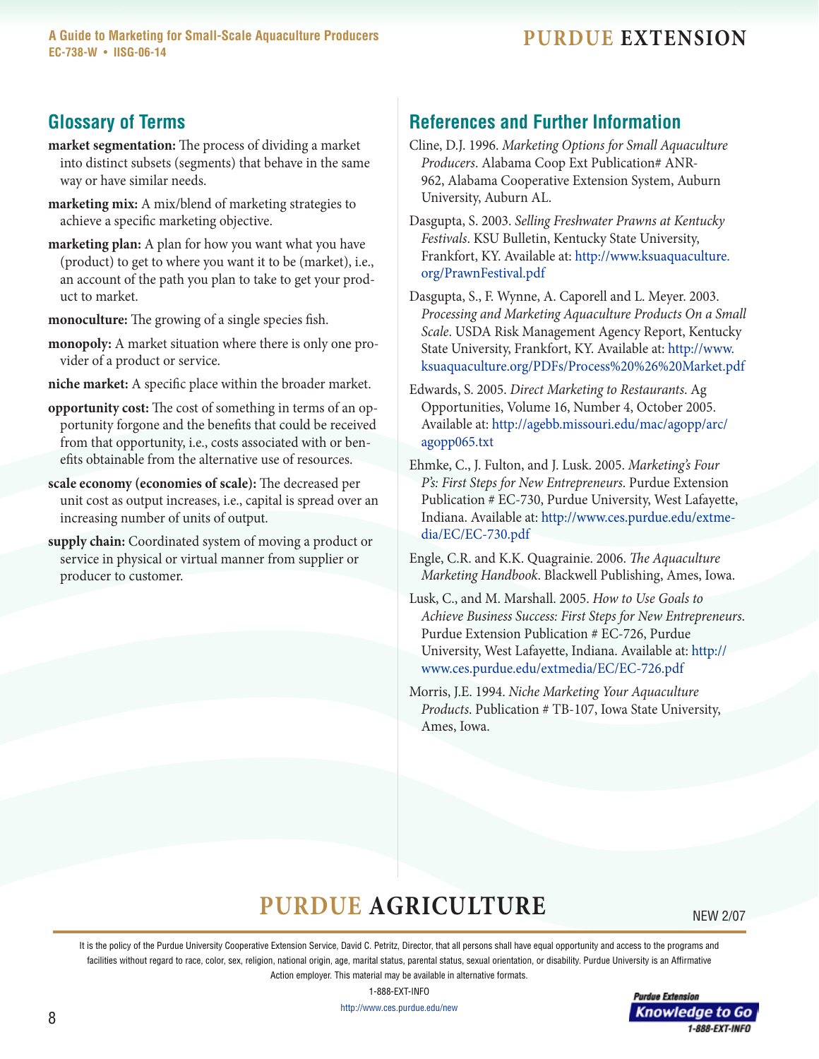## Glossary of Terms

**market segmentation:** The process of dividing a market into distinct subsets (segments) that behave in the same way or have similar needs.

**marketing mix:** A mix/blend of marketing strategies to achieve a specific marketing objective.

**marketing plan:** A plan for how you want what you have (product) to get to where you want it to be (market), i.e., an account of the path you plan to take to get your product to market.

**monoculture:** The growing of a single species fish.

**monopoly:** A market situation where there is only one provider of a product or service.

**niche market:** A specific place within the broader market.

**opportunity cost:** The cost of something in terms of an opportunity forgone and the benefits that could be received from that opportunity, i.e., costs associated with or benefits obtainable from the alternative use of resources.

**scale economy (economies of scale):** The decreased per unit cost as output increases, i.e., capital is spread over an increasing number of units of output.

**supply chain:** Coordinated system of moving a product or service in physical or virtual manner from supplier or producer to customer.

## References and Further Information

Cline, D.J. 1996. *Marketing Options for Small Aquaculture Producers*. Alabama Coop Ext Publication# ANR-962, Alabama Cooperative Extension System, Auburn University, Auburn AL.

Dasgupta, S. 2003. *Selling Freshwater Prawns at Kentucky Festivals*. KSU Bulletin, Kentucky State University, Frankfort, KY. Available at: http://www.ksuaquaculture.org/PrawnFestival.pdf

Dasgupta, S., F. Wynne, A. Caporell and L. Meyer. 2003. *Processing and Marketing Aquaculture Products On a Small Scale*. USDA Risk Management Agency Report, Kentucky State University, Frankfort, KY. Available at: http://www.ksuaquaculture.org/PDFs/Process%20%26%20Market.pdf

Edwards, S. 2005. *Direct Marketing to Restaurants.* Ag Opportunities, Volume 16, Number 4, October 2005. Available at: http://agebb.missouri.edu/mac/agopp/arc/agopp065.txt

Ehmke, C., J. Fulton, and J. Lusk. 2005. *Marketing's Four P's: First Steps for New Entrepreneurs*. Purdue Extension Publication # EC-730, Purdue University, West Lafayette, Indiana. Available at: http://www.ces.purdue.edu/extmedia/EC/EC-730.pdf

Engle, C.R. and K.K. Quagrainie. 2006. *The Aquaculture Marketing Handbook*. Blackwell Publishing, Ames, Iowa.

Lusk, C., and M. Marshall. 2005. *How to Use Goals to Achieve Business Success: First Steps for New Entrepreneurs*. Purdue Extension Publication # EC-726, Purdue University, West Lafayette, Indiana. Available at: http://www.ces.purdue.edu/extmedia/EC/EC-726.pdf

Morris, J.E. 1994. *Niche Marketing Your Aquaculture Products*. Publication # TB-107, Iowa State University, Ames, Iowa.

PURDUE AGRICULTURE

NEW 2/07

It is the policy of the Purdue University Cooperative Extension Service, David C. Petritz, Director, that all persons shall have equal opportunity and access to the programs and facilities without regard to race, color, sex, religion, national origin, age, marital status, parental status, sexual orientation, or disability. Purdue University is an Affirmative Action employer. This material may be available in alternative formats.

1-888-EXT-INFO

http://www.ces.purdue.edu/new

Purdue Extension Knowledge to Go 1-888-EXT-INFO